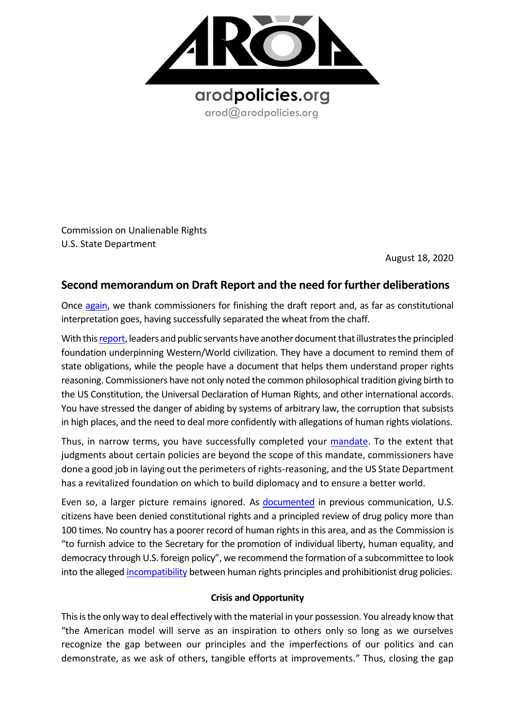arodpolicies.org
arod@arodpolicies.org

Commission on Unalienable Rights
U.S. State Department

August 18, 2020

## Second memorandum on Draft Report and the need for further deliberations

Once again, we thank commissioners for finishing the draft report and, as far as constitutional interpretation goes, having successfully separated the wheat from the chaff.

With this report, leaders and public servants have another document that illustrates the principled foundation underpinning Western/World civilization. They have a document to remind them of state obligations, while the people have a document that helps them understand proper rights reasoning. Commissioners have not only noted the common philosophical tradition giving birth to the US Constitution, the Universal Declaration of Human Rights, and other international accords. You have stressed the danger of abiding by systems of arbitrary law, the corruption that subsists in high places, and the need to deal more confidently with allegations of human rights violations.

Thus, in narrow terms, you have successfully completed your mandate. To the extent that judgments about certain policies are beyond the scope of this mandate, commissioners have done a good job in laying out the perimeters of rights-reasoning, and the US State Department has a revitalized foundation on which to build diplomacy and to ensure a better world.

Even so, a larger picture remains ignored. As documented in previous communication, U.S. citizens have been denied constitutional rights and a principled review of drug policy more than 100 times. No country has a poorer record of human rights in this area, and as the Commission is "to furnish advice to the Secretary for the promotion of individual liberty, human equality, and democracy through U.S. foreign policy", we recommend the formation of a subcommittee to look into the alleged incompatibility between human rights principles and prohibitionist drug policies.

**Crisis and Opportunity**

This is the only way to deal effectively with the material in your possession. You already know that "the American model will serve as an inspiration to others only so long as we ourselves recognize the gap between our principles and the imperfections of our politics and can demonstrate, as we ask of others, tangible efforts at improvements." Thus, closing the gap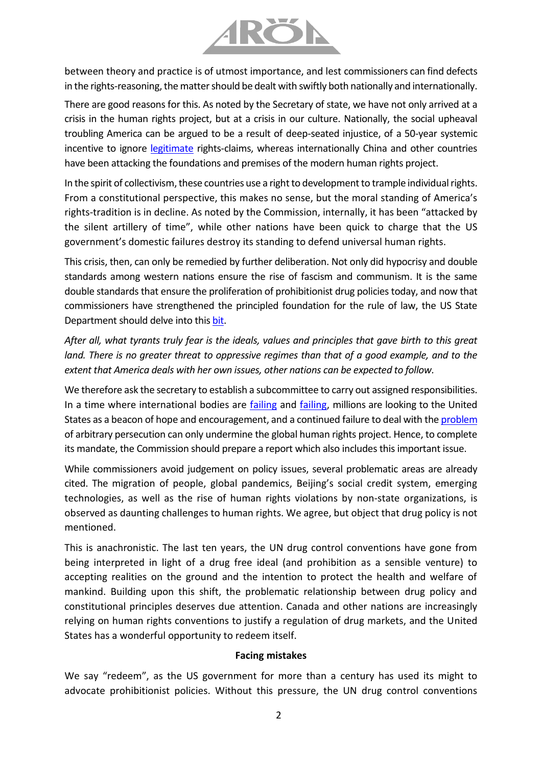between theory and practice is of utmost importance, and lest commissioners can find defects in the rights-reasoning, the matter should be dealt with swiftly both nationally and internationally.

There are good reasons for this. As noted by the Secretary of state, we have not only arrived at a crisis in the human rights project, but at a crisis in our culture. Nationally, the social upheaval troubling America can be argued to be a result of deep-seated injustice, of a 50-year systemic incentive to ignore legitimate rights-claims, whereas internationally China and other countries have been attacking the foundations and premises of the modern human rights project.

In the spirit of collectivism, these countries use a right to development to trample individual rights. From a constitutional perspective, this makes no sense, but the moral standing of America's rights-tradition is in decline. As noted by the Commission, internally, it has been "attacked by the silent artillery of time", while other nations have been quick to charge that the US government's domestic failures destroy its standing to defend universal human rights.

This crisis, then, can only be remedied by further deliberation. Not only did hypocrisy and double standards among western nations ensure the rise of fascism and communism. It is the same double standards that ensure the proliferation of prohibitionist drug policies today, and now that commissioners have strengthened the principled foundation for the rule of law, the US State Department should delve into this bit.

*After all, what tyrants truly fear is the ideals, values and principles that gave birth to this great land. There is no greater threat to oppressive regimes than that of a good example, and to the extent that America deals with her own issues, other nations can be expected to follow.*

We therefore ask the secretary to establish a subcommittee to carry out assigned responsibilities. In a time where international bodies are failing and failing, millions are looking to the United States as a beacon of hope and encouragement, and a continued failure to deal with the problem of arbitrary persecution can only undermine the global human rights project. Hence, to complete its mandate, the Commission should prepare a report which also includes this important issue.

While commissioners avoid judgement on policy issues, several problematic areas are already cited. The migration of people, global pandemics, Beijing's social credit system, emerging technologies, as well as the rise of human rights violations by non-state organizations, is observed as daunting challenges to human rights. We agree, but object that drug policy is not mentioned.

This is anachronistic. The last ten years, the UN drug control conventions have gone from being interpreted in light of a drug free ideal (and prohibition as a sensible venture) to accepting realities on the ground and the intention to protect the health and welfare of mankind. Building upon this shift, the problematic relationship between drug policy and constitutional principles deserves due attention. Canada and other nations are increasingly relying on human rights conventions to justify a regulation of drug markets, and the United States has a wonderful opportunity to redeem itself.

**Facing mistakes**

We say "redeem", as the US government for more than a century has used its might to advocate prohibitionist policies. Without this pressure, the UN drug control conventions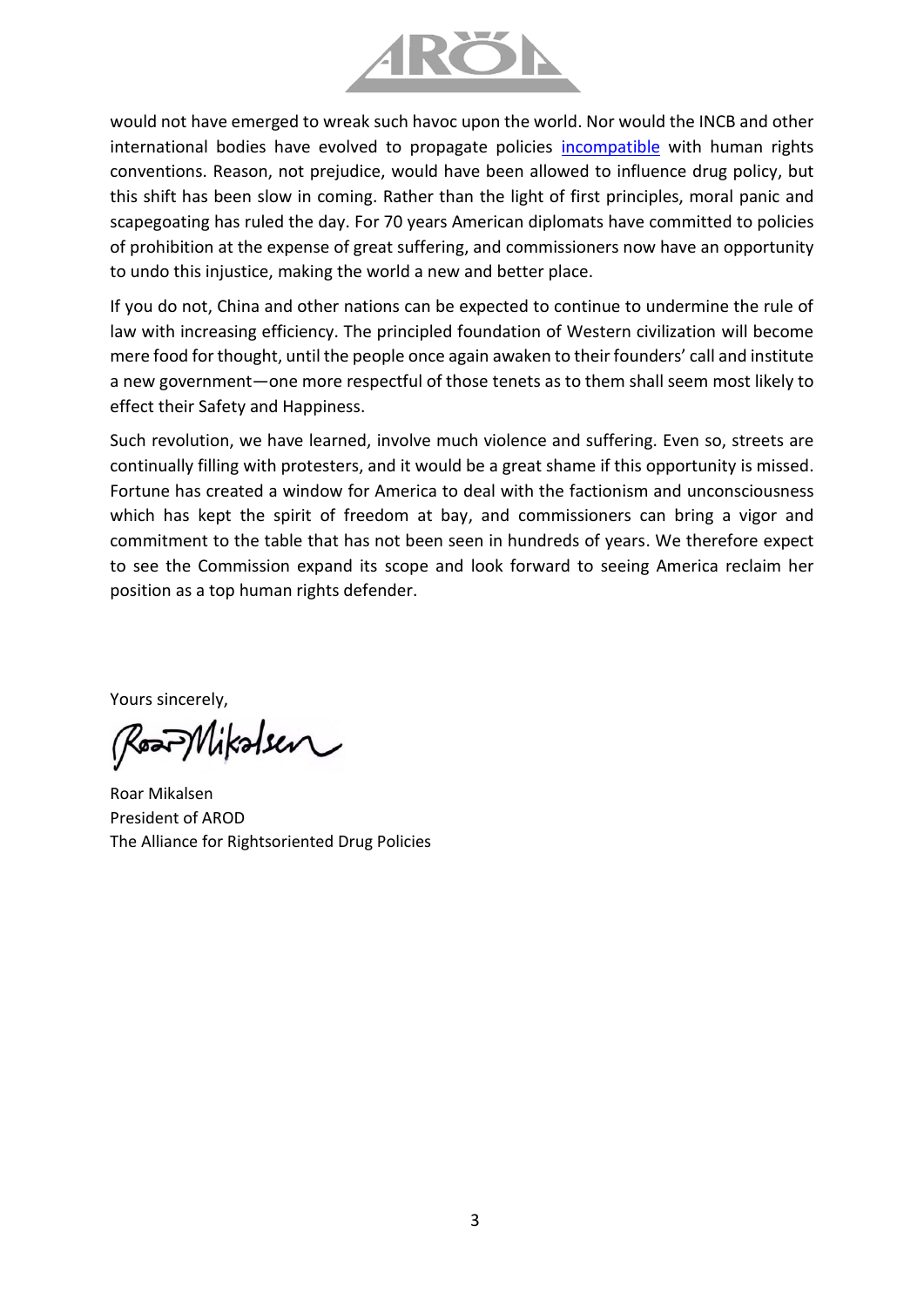would not have emerged to wreak such havoc upon the world. Nor would the INCB and other international bodies have evolved to propagate policies incompatible with human rights conventions. Reason, not prejudice, would have been allowed to influence drug policy, but this shift has been slow in coming. Rather than the light of first principles, moral panic and scapegoating has ruled the day. For 70 years American diplomats have committed to policies of prohibition at the expense of great suffering, and commissioners now have an opportunity to undo this injustice, making the world a new and better place.

If you do not, China and other nations can be expected to continue to undermine the rule of law with increasing efficiency. The principled foundation of Western civilization will become mere food for thought, until the people once again awaken to their founders' call and institute a new government—one more respectful of those tenets as to them shall seem most likely to effect their Safety and Happiness.

Such revolution, we have learned, involve much violence and suffering. Even so, streets are continually filling with protesters, and it would be a great shame if this opportunity is missed. Fortune has created a window for America to deal with the factionism and unconsciousness which has kept the spirit of freedom at bay, and commissioners can bring a vigor and commitment to the table that has not been seen in hundreds of years. We therefore expect to see the Commission expand its scope and look forward to seeing America reclaim her position as a top human rights defender.

Yours sincerely,

Roar Mikalsen
President of AROD
The Alliance for Rightsoriented Drug Policies